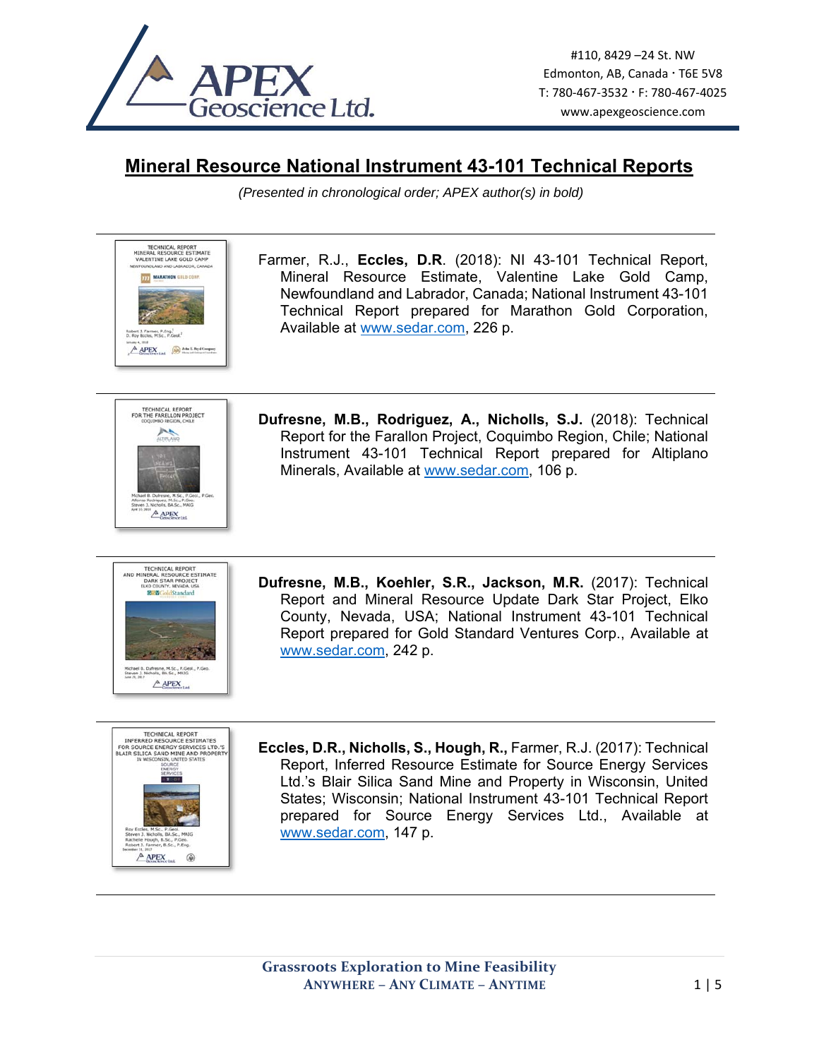# Mineral Resource National Instrument 43-101 Technical Reports

*(Presented in chronological order; APEX author(s) in bold)*

---

Farmer, R.J., **Eccles, D.R**. (2018): NI 43-101 Technical Report, Mineral Resource Estimate, Valentine Lake Gold Camp, Newfoundland and Labrador, Canada; National Instrument 43-101 Technical Report prepared for Marathon Gold Corporation, Available at www.sedar.com, 226 p.

---

**Dufresne, M.B., Rodriguez, A., Nicholls, S.J.** (2018): Technical Report for the Farallon Project, Coquimbo Region, Chile; National Instrument 43-101 Technical Report prepared for Altiplano Minerals, Available at www.sedar.com, 106 p.

---

**Dufresne, M.B., Koehler, S.R., Jackson, M.R.** (2017): Technical Report and Mineral Resource Update Dark Star Project, Elko County, Nevada, USA; National Instrument 43-101 Technical Report prepared for Gold Standard Ventures Corp., Available at www.sedar.com, 242 p.

---

**Eccles, D.R., Nicholls, S., Hough, R.,** Farmer, R.J. (2017): Technical Report, Inferred Resource Estimate for Source Energy Services Ltd.'s Blair Silica Sand Mine and Property in Wisconsin, United States; Wisconsin; National Instrument 43-101 Technical Report prepared for Source Energy Services Ltd., Available at www.sedar.com, 147 p.

---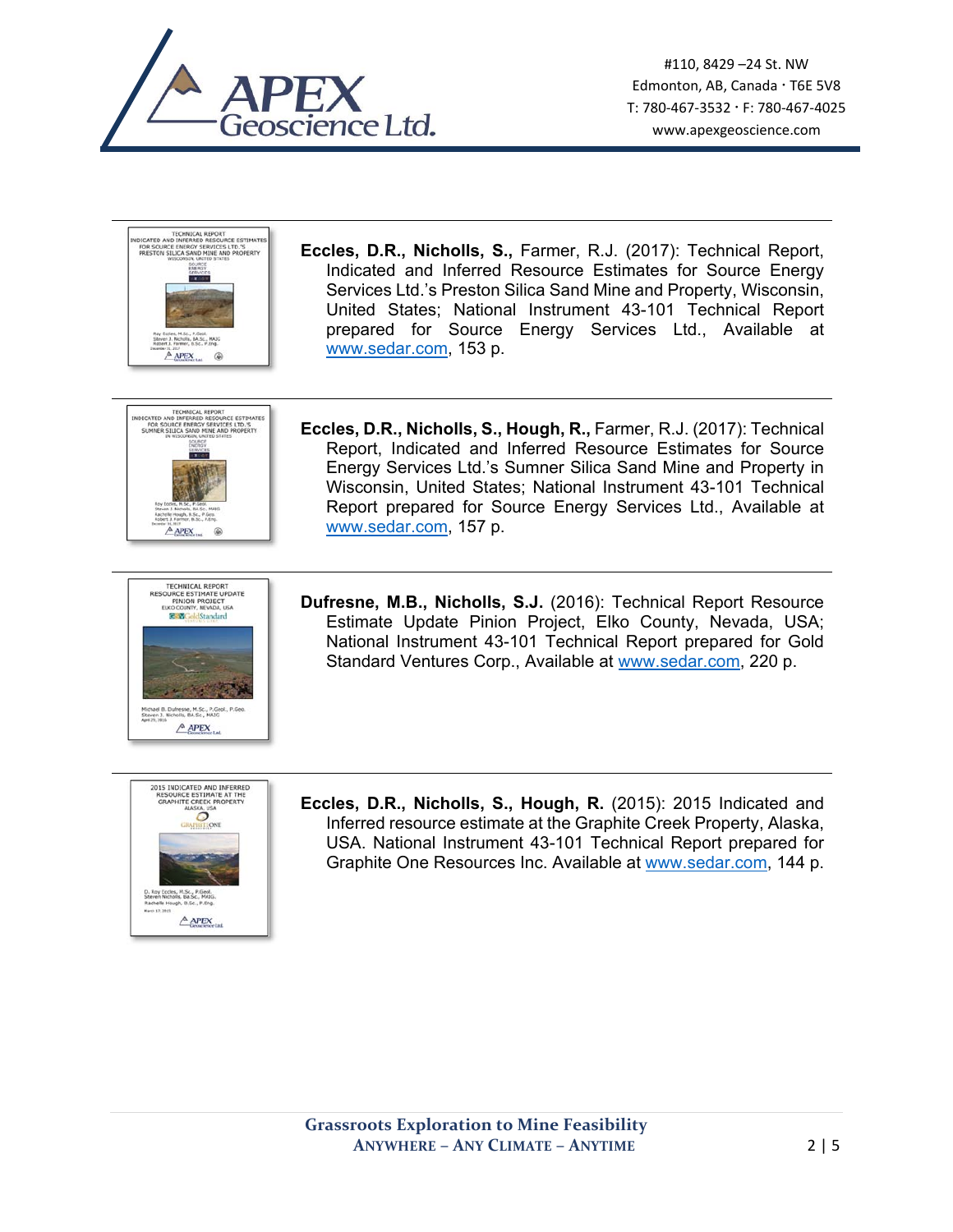**Eccles, D.R., Nicholls, S.,** Farmer, R.J. (2017): Technical Report, Indicated and Inferred Resource Estimates for Source Energy Services Ltd.'s Preston Silica Sand Mine and Property, Wisconsin, United States; National Instrument 43-101 Technical Report prepared for Source Energy Services Ltd., Available at www.sedar.com, 153 p.

**Eccles, D.R., Nicholls, S., Hough, R.,** Farmer, R.J. (2017): Technical Report, Indicated and Inferred Resource Estimates for Source Energy Services Ltd.'s Sumner Silica Sand Mine and Property in Wisconsin, United States; National Instrument 43-101 Technical Report prepared for Source Energy Services Ltd., Available at www.sedar.com, 157 p.

**Dufresne, M.B., Nicholls, S.J.** (2016): Technical Report Resource Estimate Update Pinion Project, Elko County, Nevada, USA; National Instrument 43-101 Technical Report prepared for Gold Standard Ventures Corp., Available at www.sedar.com, 220 p.

**Eccles, D.R., Nicholls, S., Hough, R.** (2015): 2015 Indicated and Inferred resource estimate at the Graphite Creek Property, Alaska, USA. National Instrument 43-101 Technical Report prepared for Graphite One Resources Inc. Available at www.sedar.com, 144 p.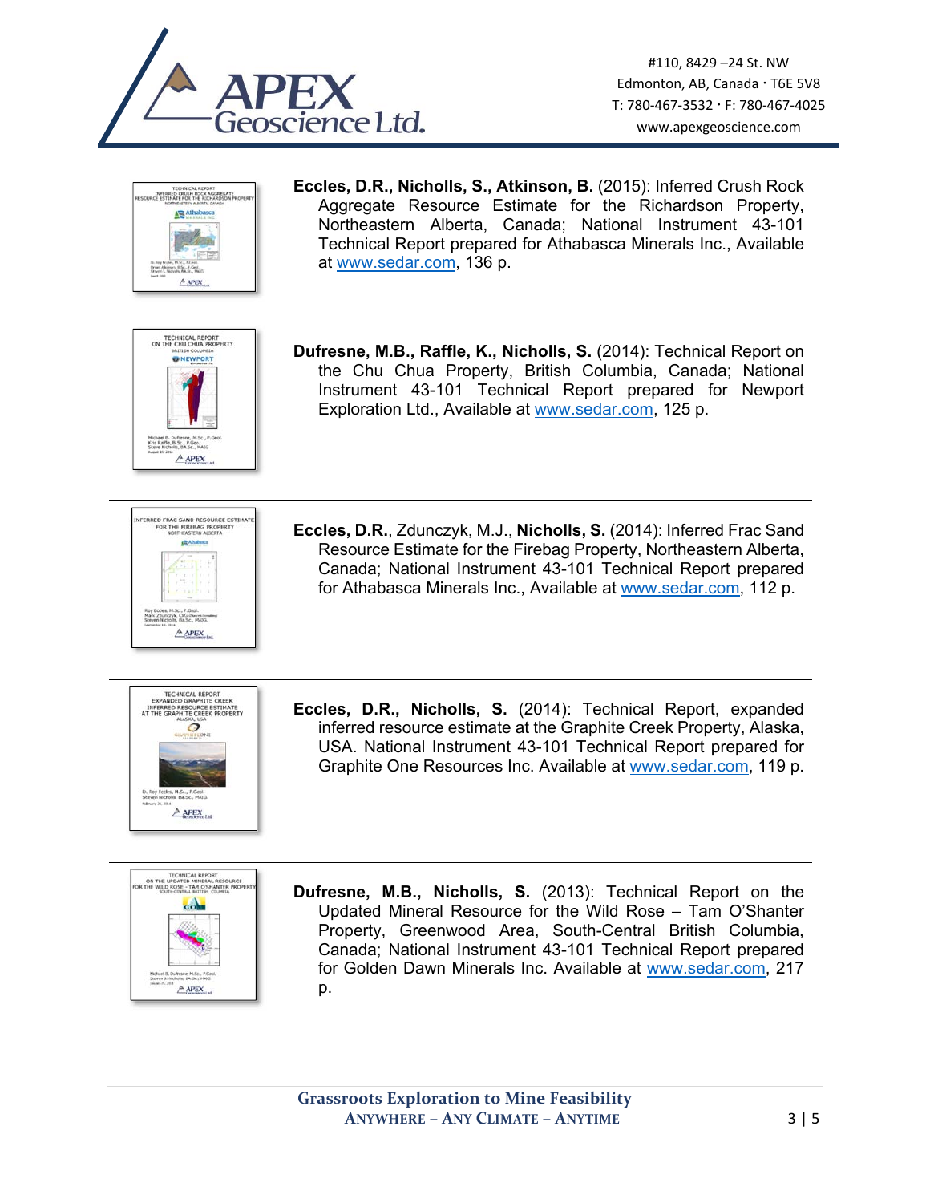**Eccles, D.R., Nicholls, S., Atkinson, B.** (2015): Inferred Crush Rock Aggregate Resource Estimate for the Richardson Property, Northeastern Alberta, Canada; National Instrument 43-101 Technical Report prepared for Athabasca Minerals Inc., Available at www.sedar.com, 136 p.

---

**Dufresne, M.B., Raffle, K., Nicholls, S.** (2014): Technical Report on the Chu Chua Property, British Columbia, Canada; National Instrument 43-101 Technical Report prepared for Newport Exploration Ltd., Available at www.sedar.com, 125 p.

---

**Eccles, D.R.**, Zdunczyk, M.J., **Nicholls, S.** (2014): Inferred Frac Sand Resource Estimate for the Firebag Property, Northeastern Alberta, Canada; National Instrument 43-101 Technical Report prepared for Athabasca Minerals Inc., Available at www.sedar.com, 112 p.

---

**Eccles, D.R., Nicholls, S.** (2014): Technical Report, expanded inferred resource estimate at the Graphite Creek Property, Alaska, USA. National Instrument 43-101 Technical Report prepared for Graphite One Resources Inc. Available at www.sedar.com, 119 p.

---

**Dufresne, M.B., Nicholls, S.** (2013): Technical Report on the Updated Mineral Resource for the Wild Rose – Tam O'Shanter Property, Greenwood Area, South-Central British Columbia, Canada; National Instrument 43-101 Technical Report prepared for Golden Dawn Minerals Inc. Available at www.sedar.com, 217 p.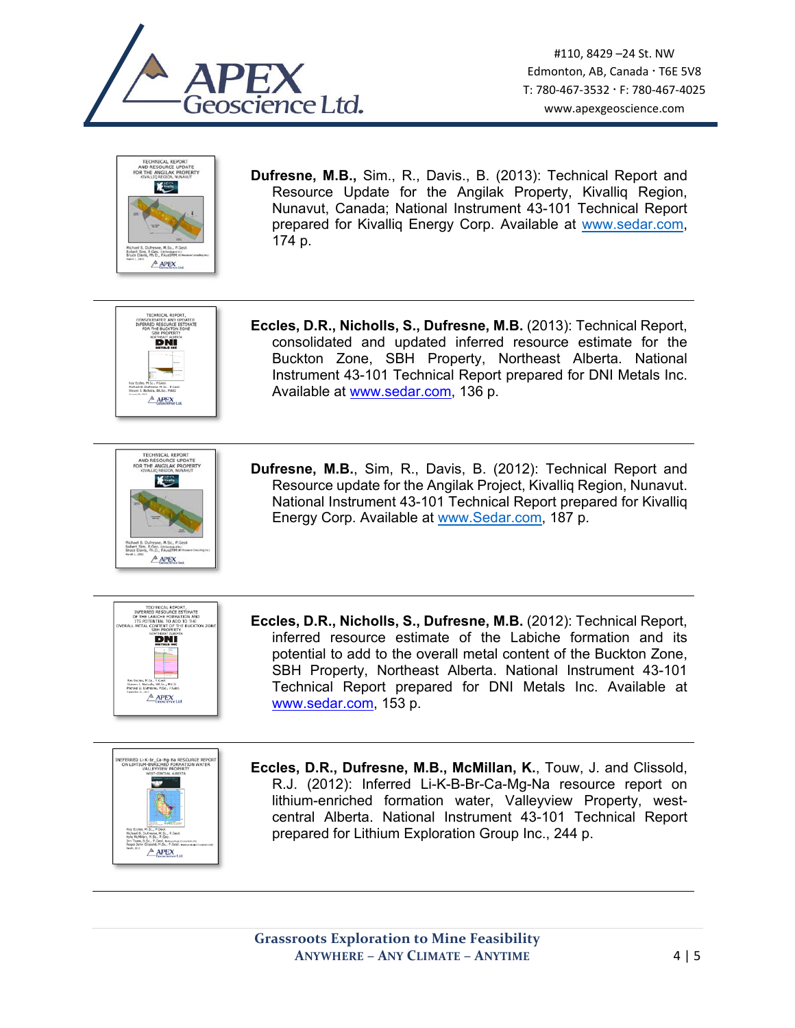**Dufresne, M.B.**, Sim., R., Davis., B. (2013): Technical Report and Resource Update for the Angilak Property, Kivalliq Region, Nunavut, Canada; National Instrument 43-101 Technical Report prepared for Kivalliq Energy Corp. Available at www.sedar.com, 174 p.

---

**Eccles, D.R., Nicholls, S., Dufresne, M.B.** (2013): Technical Report, consolidated and updated inferred resource estimate for the Buckton Zone, SBH Property, Northeast Alberta. National Instrument 43-101 Technical Report prepared for DNI Metals Inc. Available at www.sedar.com, 136 p.

---

**Dufresne, M.B.**, Sim, R., Davis, B. (2012): Technical Report and Resource update for the Angilak Project, Kivalliq Region, Nunavut. National Instrument 43-101 Technical Report prepared for Kivalliq Energy Corp. Available at www.Sedar.com, 187 p.

---

**Eccles, D.R., Nicholls, S., Dufresne, M.B.** (2012): Technical Report, inferred resource estimate of the Labiche formation and its potential to add to the overall metal content of the Buckton Zone, SBH Property, Northeast Alberta. National Instrument 43-101 Technical Report prepared for DNI Metals Inc. Available at www.sedar.com, 153 p.

---

**Eccles, D.R., Dufresne, M.B., McMillan, K.**, Touw, J. and Clissold, R.J. (2012): Inferred Li-K-B-Br-Ca-Mg-Na resource report on lithium-enriched formation water, Valleyview Property, west-central Alberta. National Instrument 43-101 Technical Report prepared for Lithium Exploration Group Inc., 244 p.

---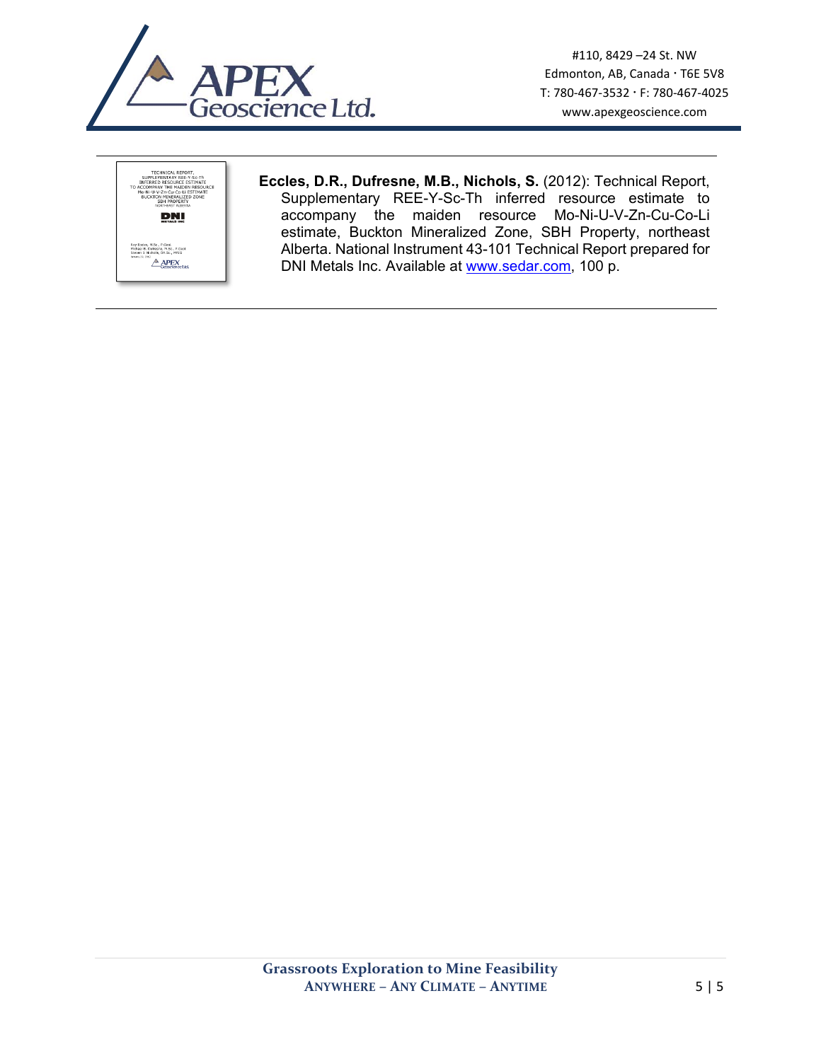**Eccles, D.R., Dufresne, M.B., Nichols, S.** (2012): Technical Report, Supplementary REE-Y-Sc-Th inferred resource estimate to accompany the maiden resource Mo-Ni-U-V-Zn-Cu-Co-Li estimate, Buckton Mineralized Zone, SBH Property, northeast Alberta. National Instrument 43-101 Technical Report prepared for DNI Metals Inc. Available at www.sedar.com, 100 p.